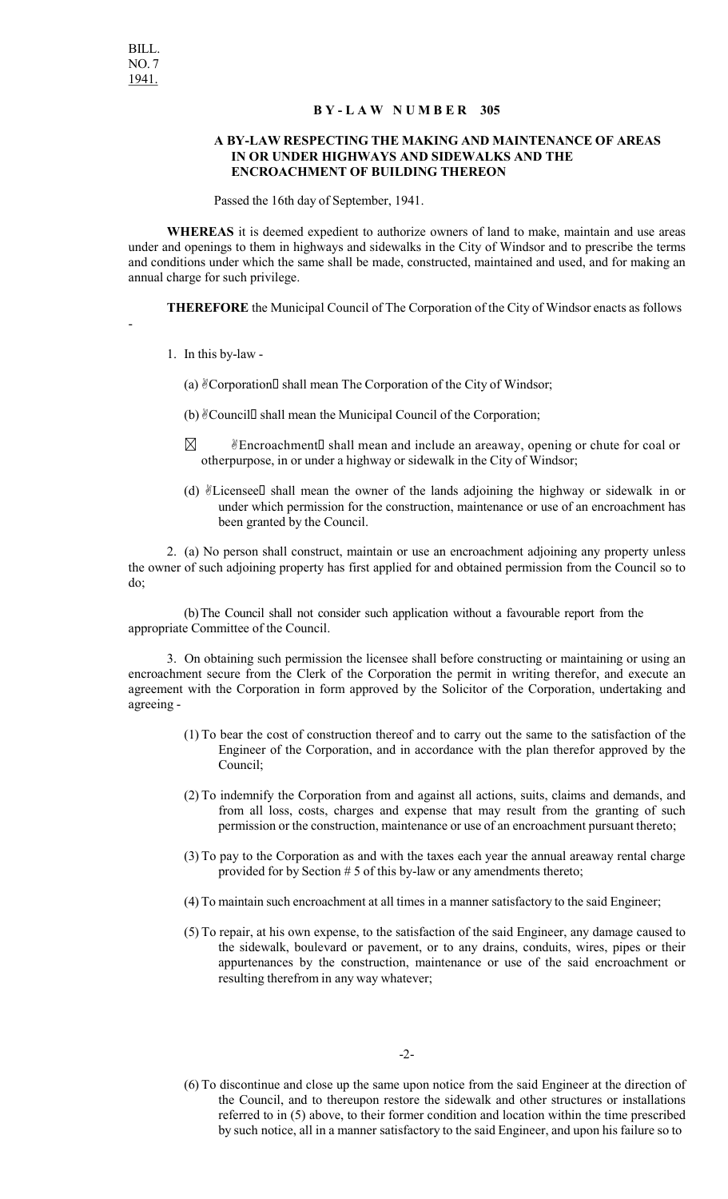BILL.
NO. 7
1941.

# BY-LAW NUMBER 305

## A BY-LAW RESPECTING THE MAKING AND MAINTENANCE OF AREAS IN OR UNDER HIGHWAYS AND SIDEWALKS AND THE ENCROACHMENT OF BUILDING THEREON

Passed the 16th day of September, 1941.

**WHEREAS** it is deemed expedient to authorize owners of land to make, maintain and use areas under and openings to them in highways and sidewalks in the City of Windsor and to prescribe the terms and conditions under which the same shall be made, constructed, maintained and used, and for making an annual charge for such privilege.

**THEREFORE** the Municipal Council of The Corporation of the City of Windsor enacts as follows -

1. In this by-law -

   (a) "Corporation" shall mean The Corporation of the City of Windsor;

   (b) "Council" shall mean the Municipal Council of the Corporation;

   (c) "Encroachment" shall mean and include an areaway, opening or chute for coal or otherpurpose, in or under a highway or sidewalk in the City of Windsor;

   (d) "Licensee" shall mean the owner of the lands adjoining the highway or sidewalk in or under which permission for the construction, maintenance or use of an encroachment has been granted by the Council.

2. (a) No person shall construct, maintain or use an encroachment adjoining any property unless the owner of such adjoining property has first applied for and obtained permission from the Council so to do;

   (b) The Council shall not consider such application without a favourable report from the appropriate Committee of the Council.

3. On obtaining such permission the licensee shall before constructing or maintaining or using an encroachment secure from the Clerk of the Corporation the permit in writing therefor, and execute an agreement with the Corporation in form approved by the Solicitor of the Corporation, undertaking and agreeing -

   (1) To bear the cost of construction thereof and to carry out the same to the satisfaction of the Engineer of the Corporation, and in accordance with the plan therefor approved by the Council;

   (2) To indemnify the Corporation from and against all actions, suits, claims and demands, and from all loss, costs, charges and expense that may result from the granting of such permission or the construction, maintenance or use of an encroachment pursuant thereto;

   (3) To pay to the Corporation as and with the taxes each year the annual areaway rental charge provided for by Section # 5 of this by-law or any amendments thereto;

   (4) To maintain such encroachment at all times in a manner satisfactory to the said Engineer;

   (5) To repair, at his own expense, to the satisfaction of the said Engineer, any damage caused to the sidewalk, boulevard or pavement, or to any drains, conduits, wires, pipes or their appurtenances by the construction, maintenance or use of the said encroachment or resulting therefrom in any way whatever;

   (6) To discontinue and close up the same upon notice from the said Engineer at the direction of the Council, and to thereupon restore the sidewalk and other structures or installations referred to in (5) above, to their former condition and location within the time prescribed by such notice, all in a manner satisfactory to the said Engineer, and upon his failure so to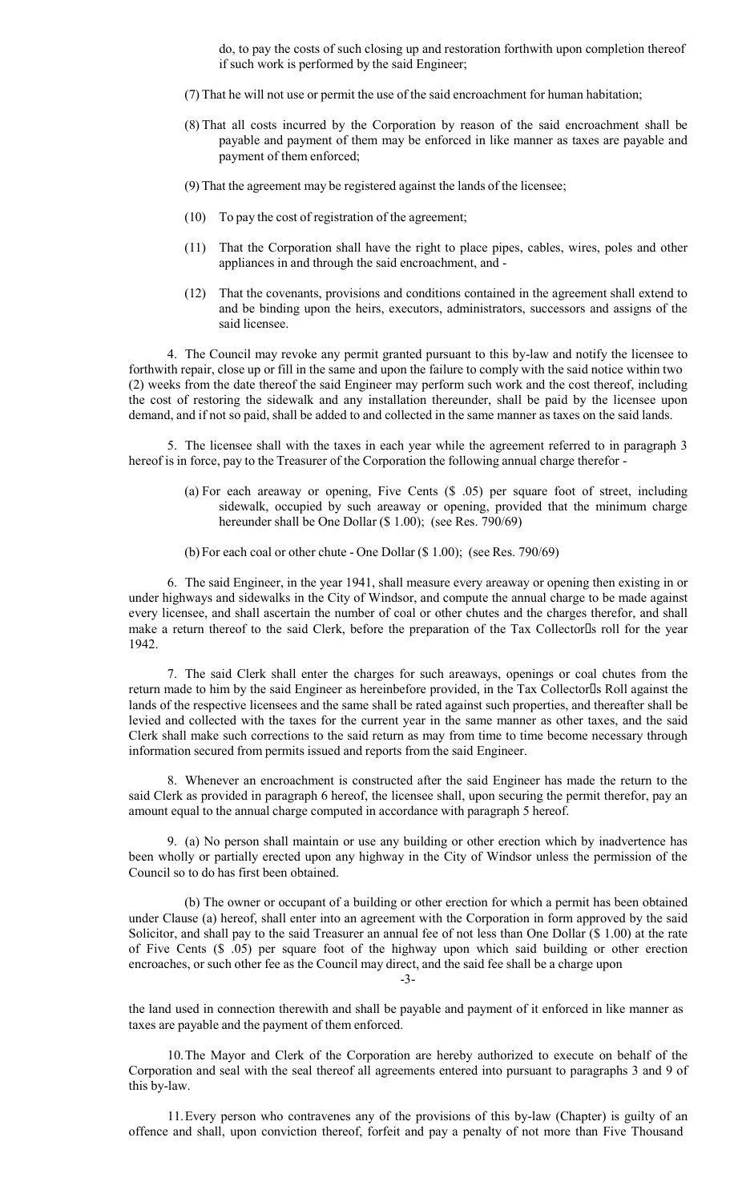do, to pay the costs of such closing up and restoration forthwith upon completion thereof if such work is performed by the said Engineer;

(7) That he will not use or permit the use of the said encroachment for human habitation;

(8) That all costs incurred by the Corporation by reason of the said encroachment shall be payable and payment of them may be enforced in like manner as taxes are payable and payment of them enforced;

(9) That the agreement may be registered against the lands of the licensee;

(10) To pay the cost of registration of the agreement;

(11) That the Corporation shall have the right to place pipes, cables, wires, poles and other appliances in and through the said encroachment, and -

(12) That the covenants, provisions and conditions contained in the agreement shall extend to and be binding upon the heirs, executors, administrators, successors and assigns of the said licensee.

4. The Council may revoke any permit granted pursuant to this by-law and notify the licensee to forthwith repair, close up or fill in the same and upon the failure to comply with the said notice within two (2) weeks from the date thereof the said Engineer may perform such work and the cost thereof, including the cost of restoring the sidewalk and any installation thereunder, shall be paid by the licensee upon demand, and if not so paid, shall be added to and collected in the same manner as taxes on the said lands.

5. The licensee shall with the taxes in each year while the agreement referred to in paragraph 3 hereof is in force, pay to the Treasurer of the Corporation the following annual charge therefor -

(a) For each areaway or opening, Five Cents ($ .05) per square foot of street, including sidewalk, occupied by such areaway or opening, provided that the minimum charge hereunder shall be One Dollar ($ 1.00); (see Res. 790/69)

(b) For each coal or other chute - One Dollar ($ 1.00); (see Res. 790/69)

6. The said Engineer, in the year 1941, shall measure every areaway or opening then existing in or under highways and sidewalks in the City of Windsor, and compute the annual charge to be made against every licensee, and shall ascertain the number of coal or other chutes and the charges therefor, and shall make a return thereof to the said Clerk, before the preparation of the Tax Collector's roll for the year 1942.

7. The said Clerk shall enter the charges for such areaways, openings or coal chutes from the return made to him by the said Engineer as hereinbefore provided, in the Tax Collector's Roll against the lands of the respective licensees and the same shall be rated against such properties, and thereafter shall be levied and collected with the taxes for the current year in the same manner as other taxes, and the said Clerk shall make such corrections to the said return as may from time to time become necessary through information secured from permits issued and reports from the said Engineer.

8. Whenever an encroachment is constructed after the said Engineer has made the return to the said Clerk as provided in paragraph 6 hereof, the licensee shall, upon securing the permit therefor, pay an amount equal to the annual charge computed in accordance with paragraph 5 hereof.

9. (a) No person shall maintain or use any building or other erection which by inadvertence has been wholly or partially erected upon any highway in the City of Windsor unless the permission of the Council so to do has first been obtained.

(b) The owner or occupant of a building or other erection for which a permit has been obtained under Clause (a) hereof, shall enter into an agreement with the Corporation in form approved by the said Solicitor, and shall pay to the said Treasurer an annual fee of not less than One Dollar ($ 1.00) at the rate of Five Cents ($ .05) per square foot of the highway upon which said building or other erection encroaches, or such other fee as the Council may direct, and the said fee shall be a charge upon the land used in connection therewith and shall be payable and payment of it enforced in like manner as taxes are payable and the payment of them enforced.

10. The Mayor and Clerk of the Corporation are hereby authorized to execute on behalf of the Corporation and seal with the seal thereof all agreements entered into pursuant to paragraphs 3 and 9 of this by-law.

11. Every person who contravenes any of the provisions of this by-law (Chapter) is guilty of an offence and shall, upon conviction thereof, forfeit and pay a penalty of not more than Five Thousand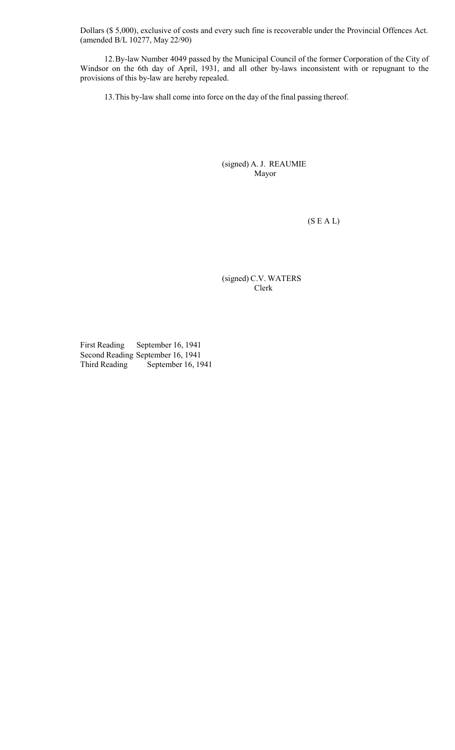Dollars ($ 5,000), exclusive of costs and every such fine is recoverable under the Provincial Offences Act. (amended B/L 10277, May 22/90)

12. By-law Number 4049 passed by the Municipal Council of the former Corporation of the City of Windsor on the 6th day of April, 1931, and all other by-laws inconsistent with or repugnant to the provisions of this by-law are hereby repealed.

13. This by-law shall come into force on the day of the final passing thereof.

(signed) A. J. REAUMIE
Mayor

(S E A L)

(signed) C.V. WATERS
Clerk

First Reading September 16, 1941
Second Reading September 16, 1941
Third Reading September 16, 1941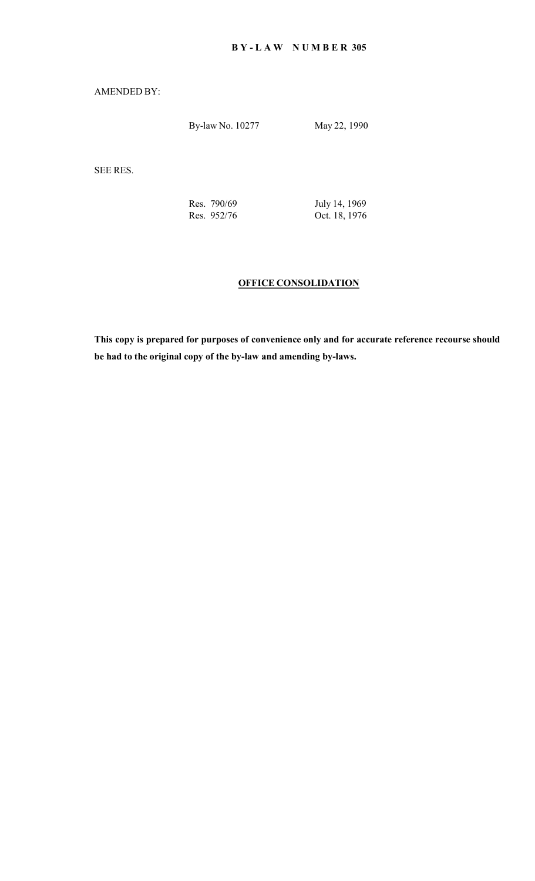**BY-LAW NUMBER 305**

AMENDED BY:

| | |
|---|---|
| By-law No. 10277 | May 22, 1990 |

SEE RES.

| | |
|---|---|
| Res. 790/69 | July 14, 1969 |
| Res. 952/76 | Oct. 18, 1976 |

**OFFICE CONSOLIDATION**

**This copy is prepared for purposes of convenience only and for accurate reference recourse should be had to the original copy of the by-law and amending by-laws.**